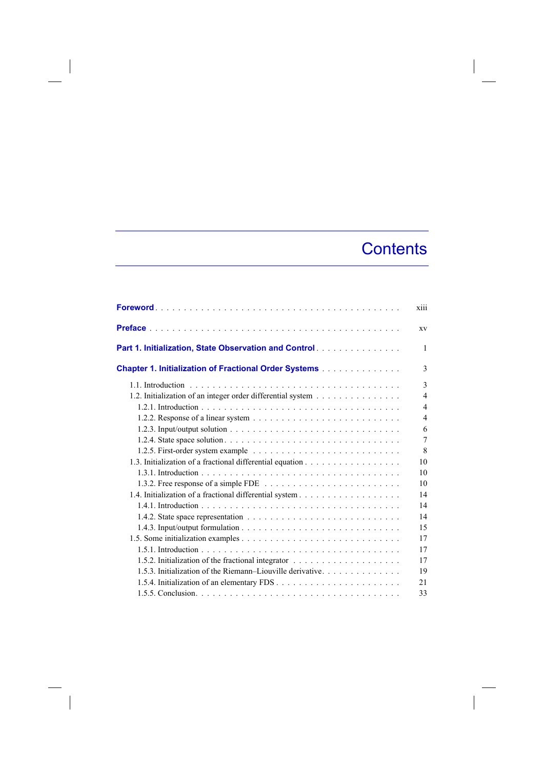# Contents

**Foreword** . . . xiii

**Preface** . . . xv

**Part 1. Initialization, State Observation and Control** . . . 1

**Chapter 1. Initialization of Fractional Order Systems** . . . 3

- 1.1. Introduction . . . 3
- 1.2. Initialization of an integer order differential system . . . 4
  - 1.2.1. Introduction . . . 4
  - 1.2.2. Response of a linear system . . . 4
  - 1.2.3. Input/output solution . . . 6
  - 1.2.4. State space solution . . . 7
  - 1.2.5. First-order system example . . . 8
- 1.3. Initialization of a fractional differential equation . . . 10
  - 1.3.1. Introduction . . . 10
  - 1.3.2. Free response of a simple FDE . . . 10
- 1.4. Initialization of a fractional differential system . . . 14
  - 1.4.1. Introduction . . . 14
  - 1.4.2. State space representation . . . 14
  - 1.4.3. Input/output formulation . . . 15
- 1.5. Some initialization examples . . . 17
  - 1.5.1. Introduction . . . 17
  - 1.5.2. Initialization of the fractional integrator . . . 17
  - 1.5.3. Initialization of the Riemann–Liouville derivative . . . 19
  - 1.5.4. Initialization of an elementary FDS . . . 21
  - 1.5.5. Conclusion . . . 33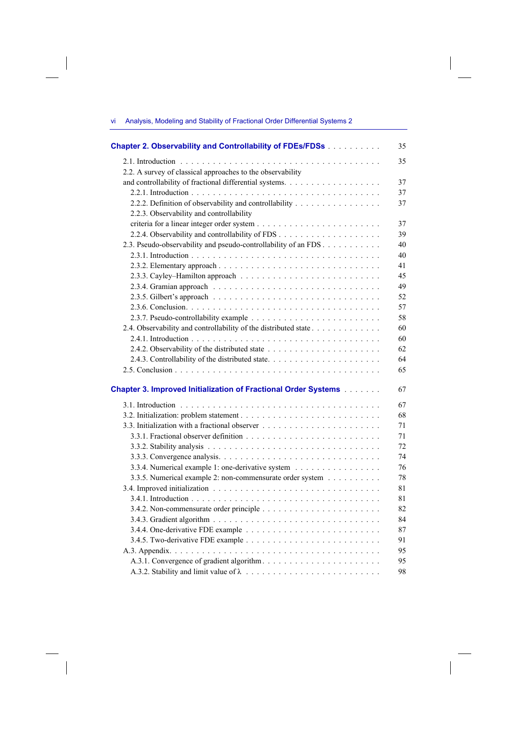**Chapter 2. Observability and Controllability of FDEs/FDSs** . . . . . . . . . . 35

2.1. Introduction . . . . . . . . . . . . . . . . . . . . . . . . . . . . . . . . . . . 35

2.2. A survey of classical approaches to the observability and controllability of fractional differential systems. . . . . . . . . . . . . . . . . . 37

2.2.1. Introduction . . . . . . . . . . . . . . . . . . . . . . . . . . . . . . . . . 37

2.2.2. Definition of observability and controllability . . . . . . . . . . . . . . . 37

2.2.3. Observability and controllability criteria for a linear integer order system . . . . . . . . . . . . . . . . . . . . . . 37

2.2.4. Observability and controllability of FDS . . . . . . . . . . . . . . . . . . 39

2.3. Pseudo-observability and pseudo-controllability of an FDS . . . . . . . . . . . 40

2.3.1. Introduction . . . . . . . . . . . . . . . . . . . . . . . . . . . . . . . . . 40

2.3.2. Elementary approach . . . . . . . . . . . . . . . . . . . . . . . . . . . . 41

2.3.3. Cayley–Hamilton approach . . . . . . . . . . . . . . . . . . . . . . . . . 45

2.3.4. Gramian approach . . . . . . . . . . . . . . . . . . . . . . . . . . . . . 49

2.3.5. Gilbert's approach . . . . . . . . . . . . . . . . . . . . . . . . . . . . . 52

2.3.6. Conclusion. . . . . . . . . . . . . . . . . . . . . . . . . . . . . . . . . . 57

2.3.7. Pseudo-controllability example . . . . . . . . . . . . . . . . . . . . . . . 58

2.4. Observability and controllability of the distributed state . . . . . . . . . . . . 60

2.4.1. Introduction . . . . . . . . . . . . . . . . . . . . . . . . . . . . . . . . . 60

2.4.2. Observability of the distributed state . . . . . . . . . . . . . . . . . . . . 62

2.4.3. Controllability of the distributed state. . . . . . . . . . . . . . . . . . . . 64

2.5. Conclusion . . . . . . . . . . . . . . . . . . . . . . . . . . . . . . . . . . . 65

**Chapter 3. Improved Initialization of Fractional Order Systems** . . . . . . . 67

3.1. Introduction . . . . . . . . . . . . . . . . . . . . . . . . . . . . . . . . . . . 67

3.2. Initialization: problem statement . . . . . . . . . . . . . . . . . . . . . . . . 68

3.3. Initialization with a fractional observer . . . . . . . . . . . . . . . . . . . . . 71

3.3.1. Fractional observer definition . . . . . . . . . . . . . . . . . . . . . . . . 71

3.3.2. Stability analysis . . . . . . . . . . . . . . . . . . . . . . . . . . . . . . 72

3.3.3. Convergence analysis. . . . . . . . . . . . . . . . . . . . . . . . . . . . 74

3.3.4. Numerical example 1: one-derivative system . . . . . . . . . . . . . . . . 76

3.3.5. Numerical example 2: non-commensurate order system . . . . . . . . . . 78

3.4. Improved initialization . . . . . . . . . . . . . . . . . . . . . . . . . . . . . 81

3.4.1. Introduction . . . . . . . . . . . . . . . . . . . . . . . . . . . . . . . . . 81

3.4.2. Non-commensurate order principle . . . . . . . . . . . . . . . . . . . . . 82

3.4.3. Gradient algorithm . . . . . . . . . . . . . . . . . . . . . . . . . . . . . 84

3.4.4. One-derivative FDE example . . . . . . . . . . . . . . . . . . . . . . . . 87

3.4.5. Two-derivative FDE example . . . . . . . . . . . . . . . . . . . . . . . . 91

A.3. Appendix. . . . . . . . . . . . . . . . . . . . . . . . . . . . . . . . . . . . 95

A.3.1. Convergence of gradient algorithm. . . . . . . . . . . . . . . . . . . . . 95

A.3.2. Stability and limit value of $\lambda$ . . . . . . . . . . . . . . . . . . . . . . . . 98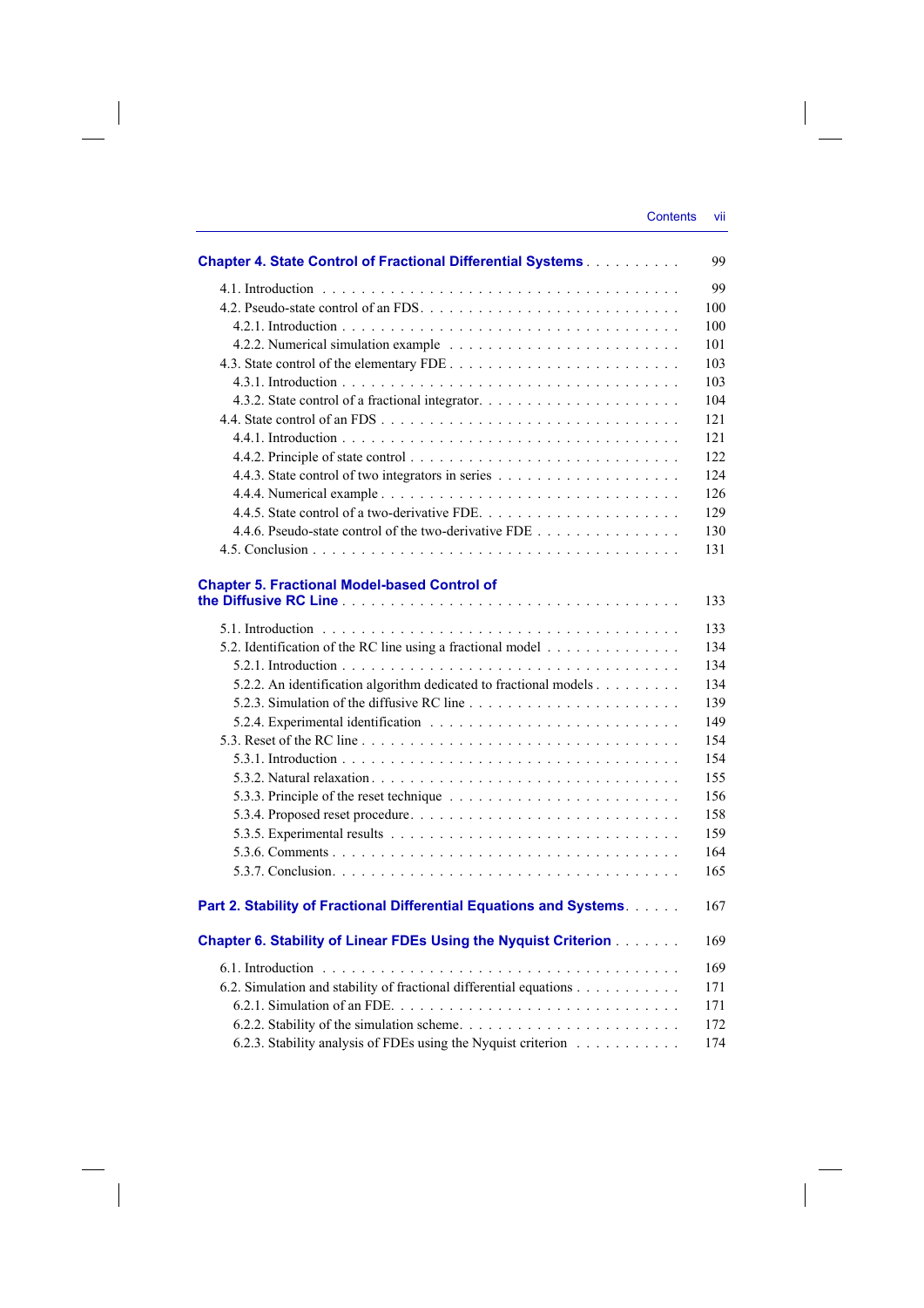**Chapter 4. State Control of Fractional Differential Systems** . . . . . . . . . . 99

4.1. Introduction . . . . . . . . . . . . . . . . . . . . . . . . . . . . . . . . . . 99
4.2. Pseudo-state control of an FDS . . . . . . . . . . . . . . . . . . . . . . . . 100
4.2.1. Introduction . . . . . . . . . . . . . . . . . . . . . . . . . . . . . . . 100
4.2.2. Numerical simulation example . . . . . . . . . . . . . . . . . . . . . 101
4.3. State control of the elementary FDE . . . . . . . . . . . . . . . . . . . . . 103
4.3.1. Introduction . . . . . . . . . . . . . . . . . . . . . . . . . . . . . . . 103
4.3.2. State control of a fractional integrator . . . . . . . . . . . . . . . . . . 104
4.4. State control of an FDS . . . . . . . . . . . . . . . . . . . . . . . . . . . . 121
4.4.1. Introduction . . . . . . . . . . . . . . . . . . . . . . . . . . . . . . . 121
4.4.2. Principle of state control . . . . . . . . . . . . . . . . . . . . . . . . 122
4.4.3. State control of two integrators in series . . . . . . . . . . . . . . . . 124
4.4.4. Numerical example . . . . . . . . . . . . . . . . . . . . . . . . . . . 126
4.4.5. State control of a two-derivative FDE . . . . . . . . . . . . . . . . . . 129
4.4.6. Pseudo-state control of the two-derivative FDE . . . . . . . . . . . . . 130
4.5. Conclusion . . . . . . . . . . . . . . . . . . . . . . . . . . . . . . . . . . . 131

**Chapter 5. Fractional Model-based Control of the Diffusive RC Line** . . . . . . . . . . . . . . . . . . . . . . . . . . . . . . . . 133

5.1. Introduction . . . . . . . . . . . . . . . . . . . . . . . . . . . . . . . . . . 133
5.2. Identification of the RC line using a fractional model . . . . . . . . . . . . 134
5.2.1. Introduction . . . . . . . . . . . . . . . . . . . . . . . . . . . . . . . 134
5.2.2. An identification algorithm dedicated to fractional models . . . . . . . 134
5.2.3. Simulation of the diffusive RC line . . . . . . . . . . . . . . . . . . . 139
5.2.4. Experimental identification . . . . . . . . . . . . . . . . . . . . . . . 149
5.3. Reset of the RC line . . . . . . . . . . . . . . . . . . . . . . . . . . . . . 154
5.3.1. Introduction . . . . . . . . . . . . . . . . . . . . . . . . . . . . . . . 154
5.3.2. Natural relaxation . . . . . . . . . . . . . . . . . . . . . . . . . . . . 155
5.3.3. Principle of the reset technique . . . . . . . . . . . . . . . . . . . . . 156
5.3.4. Proposed reset procedure . . . . . . . . . . . . . . . . . . . . . . . . 158
5.3.5. Experimental results . . . . . . . . . . . . . . . . . . . . . . . . . . . 159
5.3.6. Comments . . . . . . . . . . . . . . . . . . . . . . . . . . . . . . . . 164
5.3.7. Conclusion . . . . . . . . . . . . . . . . . . . . . . . . . . . . . . . . 165

**Part 2. Stability of Fractional Differential Equations and Systems** . . . . . . 167

**Chapter 6. Stability of Linear FDEs Using the Nyquist Criterion** . . . . . . . 169

6.1. Introduction . . . . . . . . . . . . . . . . . . . . . . . . . . . . . . . . . . 169
6.2. Simulation and stability of fractional differential equations . . . . . . . . . 171
6.2.1. Simulation of an FDE . . . . . . . . . . . . . . . . . . . . . . . . . . 171
6.2.2. Stability of the simulation scheme . . . . . . . . . . . . . . . . . . . . 172
6.2.3. Stability analysis of FDEs using the Nyquist criterion . . . . . . . . . . 174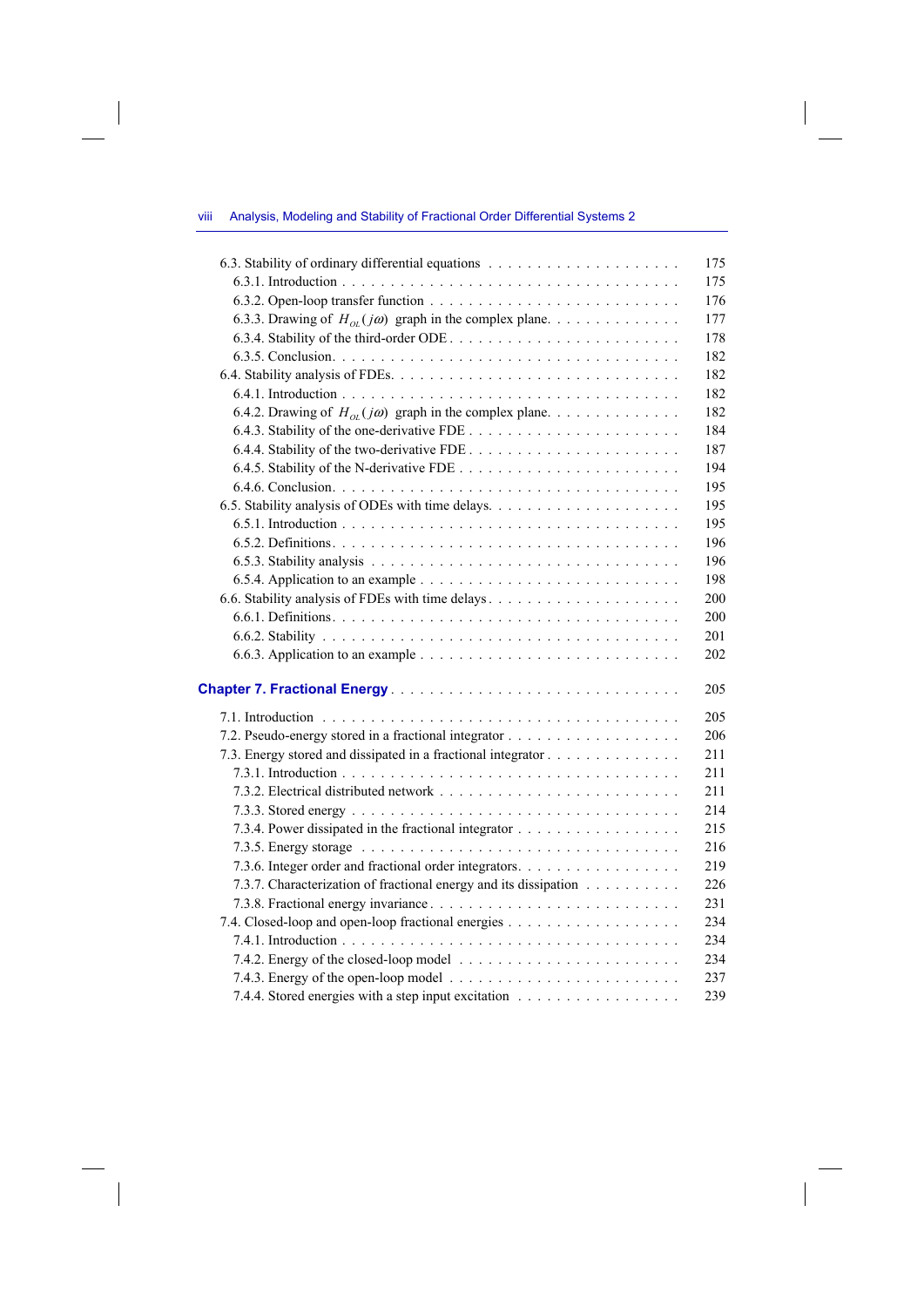6.3. Stability of ordinary differential equations . . . . . . . . . . 175
6.3.1. Introduction . . . . . . . . . . 175
6.3.2. Open-loop transfer function . . . . . . . . . . 176
6.3.3. Drawing of $H_{OL}(j\omega)$ graph in the complex plane. . . . . . . . . . 177
6.3.4. Stability of the third-order ODE . . . . . . . . . . 178
6.3.5. Conclusion. . . . . . . . . . 182
6.4. Stability analysis of FDEs. . . . . . . . . . 182
6.4.1. Introduction . . . . . . . . . . 182
6.4.2. Drawing of $H_{OL}(j\omega)$ graph in the complex plane. . . . . . . . . . 182
6.4.3. Stability of the one-derivative FDE . . . . . . . . . . 184
6.4.4. Stability of the two-derivative FDE . . . . . . . . . . 187
6.4.5. Stability of the N-derivative FDE . . . . . . . . . . 194
6.4.6. Conclusion. . . . . . . . . . 195
6.5. Stability analysis of ODEs with time delays. . . . . . . . . . 195
6.5.1. Introduction . . . . . . . . . . 195
6.5.2. Definitions. . . . . . . . . . 196
6.5.3. Stability analysis . . . . . . . . . . 196
6.5.4. Application to an example . . . . . . . . . . 198
6.6. Stability analysis of FDEs with time delays . . . . . . . . . . 200
6.6.1. Definitions. . . . . . . . . . 200
6.6.2. Stability . . . . . . . . . . 201
6.6.3. Application to an example . . . . . . . . . . 202

**Chapter 7. Fractional Energy** . . . . . . . . . . 205

7.1. Introduction . . . . . . . . . . 205
7.2. Pseudo-energy stored in a fractional integrator . . . . . . . . . . 206
7.3. Energy stored and dissipated in a fractional integrator . . . . . . . . . . 211
7.3.1. Introduction . . . . . . . . . . 211
7.3.2. Electrical distributed network . . . . . . . . . . 211
7.3.3. Stored energy . . . . . . . . . . 214
7.3.4. Power dissipated in the fractional integrator . . . . . . . . . . 215
7.3.5. Energy storage . . . . . . . . . . 216
7.3.6. Integer order and fractional order integrators. . . . . . . . . . 219
7.3.7. Characterization of fractional energy and its dissipation . . . . . . . . . . 226
7.3.8. Fractional energy invariance. . . . . . . . . . 231
7.4. Closed-loop and open-loop fractional energies . . . . . . . . . . 234
7.4.1. Introduction . . . . . . . . . . 234
7.4.2. Energy of the closed-loop model . . . . . . . . . . 234
7.4.3. Energy of the open-loop model . . . . . . . . . . 237
7.4.4. Stored energies with a step input excitation . . . . . . . . . . 239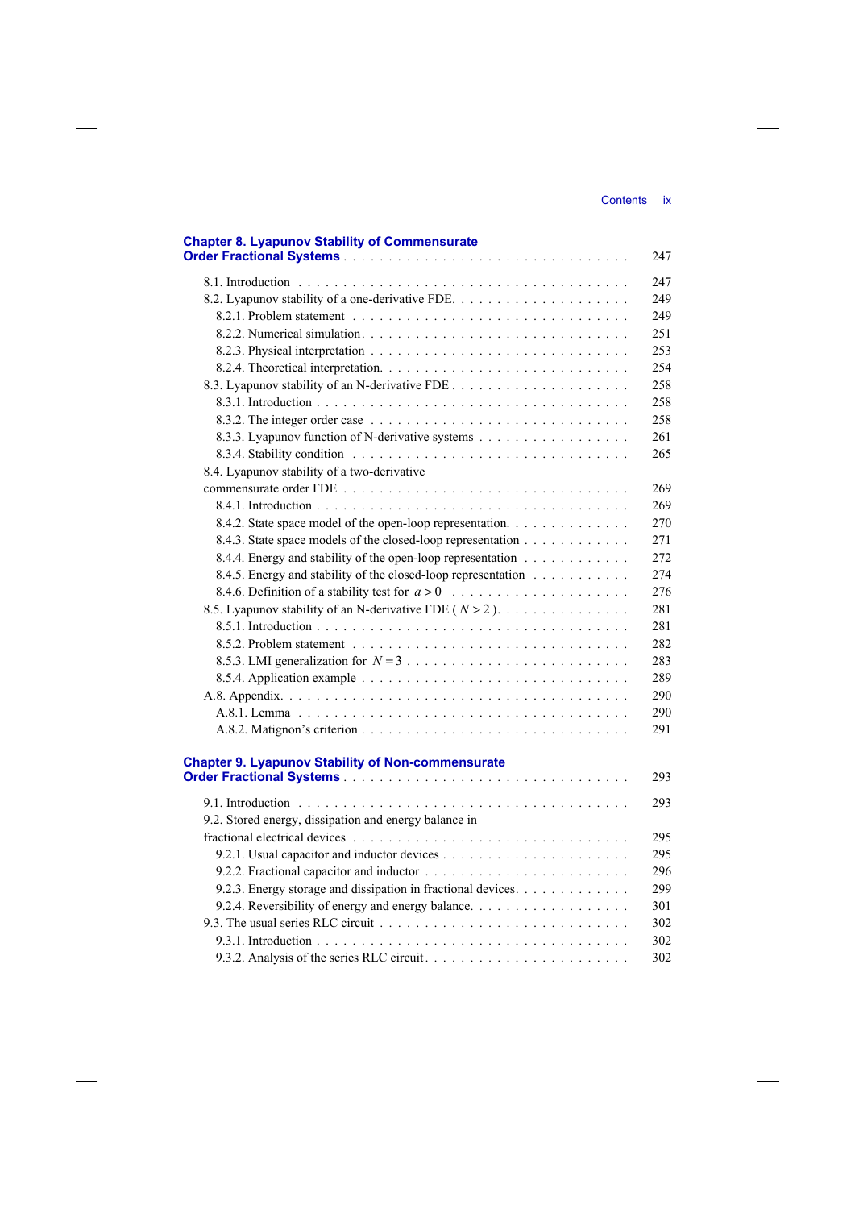**Chapter 8. Lyapunov Stability of Commensurate Order Fractional Systems** . . . . . . . . . . . . . . . . . . . . . . . . . . . . . 247

8.1. Introduction . . . . . . . . . . . . . . . . . . . . . . . . . . . . . . . . . 247
8.2. Lyapunov stability of a one-derivative FDE. . . . . . . . . . . . . . . . . . . 249
  8.2.1. Problem statement . . . . . . . . . . . . . . . . . . . . . . . . . . . 249
  8.2.2. Numerical simulation. . . . . . . . . . . . . . . . . . . . . . . . . . 251
  8.2.3. Physical interpretation . . . . . . . . . . . . . . . . . . . . . . . . . 253
  8.2.4. Theoretical interpretation. . . . . . . . . . . . . . . . . . . . . . . . 254
8.3. Lyapunov stability of an N-derivative FDE . . . . . . . . . . . . . . . . . . 258
  8.3.1. Introduction . . . . . . . . . . . . . . . . . . . . . . . . . . . . . . 258
  8.3.2. The integer order case . . . . . . . . . . . . . . . . . . . . . . . . . 258
  8.3.3. Lyapunov function of N-derivative systems . . . . . . . . . . . . . . . . 261
  8.3.4. Stability condition . . . . . . . . . . . . . . . . . . . . . . . . . . . 265
8.4. Lyapunov stability of a two-derivative commensurate order FDE . . . . . . . . . . . . . . . . . . . . . . . . . . . 269
  8.4.1. Introduction . . . . . . . . . . . . . . . . . . . . . . . . . . . . . . 269
  8.4.2. State space model of the open-loop representation. . . . . . . . . . . . . 270
  8.4.3. State space models of the closed-loop representation . . . . . . . . . . . 271
  8.4.4. Energy and stability of the open-loop representation . . . . . . . . . . . 272
  8.4.5. Energy and stability of the closed-loop representation . . . . . . . . . . 274
  8.4.6. Definition of a stability test for $a > 0$ . . . . . . . . . . . . . . . . . . 276
8.5. Lyapunov stability of an N-derivative FDE ( $N > 2$ ). . . . . . . . . . . . . . 281
  8.5.1. Introduction . . . . . . . . . . . . . . . . . . . . . . . . . . . . . . 281
  8.5.2. Problem statement . . . . . . . . . . . . . . . . . . . . . . . . . . . 282
  8.5.3. LMI generalization for $N = 3$ . . . . . . . . . . . . . . . . . . . . . . 283
  8.5.4. Application example . . . . . . . . . . . . . . . . . . . . . . . . . . 289
A.8. Appendix. . . . . . . . . . . . . . . . . . . . . . . . . . . . . . . . . . 290
  A.8.1. Lemma . . . . . . . . . . . . . . . . . . . . . . . . . . . . . . . . 290
  A.8.2. Matignon's criterion . . . . . . . . . . . . . . . . . . . . . . . . . . 291

**Chapter 9. Lyapunov Stability of Non-commensurate Order Fractional Systems** . . . . . . . . . . . . . . . . . . . . . . . . . . . . . 293

9.1. Introduction . . . . . . . . . . . . . . . . . . . . . . . . . . . . . . . . . 293
9.2. Stored energy, dissipation and energy balance in fractional electrical devices . . . . . . . . . . . . . . . . . . . . . . . . . . . . . 295
  9.2.1. Usual capacitor and inductor devices . . . . . . . . . . . . . . . . . . . 295
  9.2.2. Fractional capacitor and inductor . . . . . . . . . . . . . . . . . . . . . 296
  9.2.3. Energy storage and dissipation in fractional devices. . . . . . . . . . . . 299
  9.2.4. Reversibility of energy and energy balance. . . . . . . . . . . . . . . . . 301
9.3. The usual series RLC circuit . . . . . . . . . . . . . . . . . . . . . . . . . 302
  9.3.1. Introduction . . . . . . . . . . . . . . . . . . . . . . . . . . . . . . 302
  9.3.2. Analysis of the series RLC circuit. . . . . . . . . . . . . . . . . . . . . 302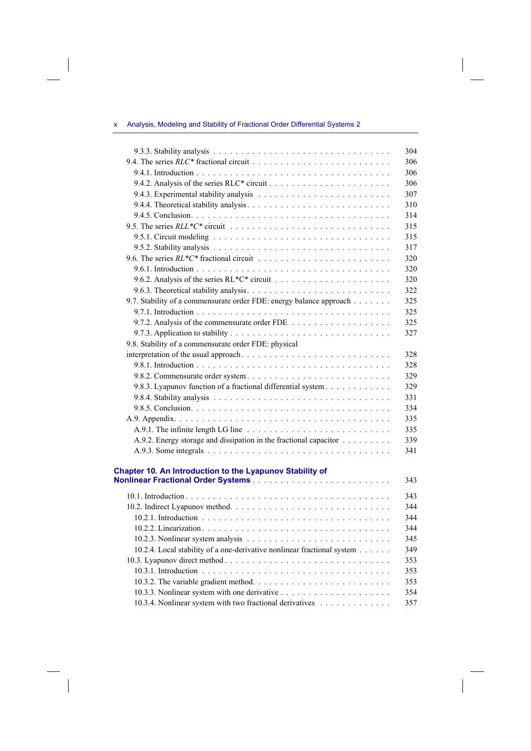9.3.3. Stability analysis . . . . . . . . . . . . . . . . . . . . . . . . . . . . . . 304
9.4. The series *RLC** fractional circuit . . . . . . . . . . . . . . . . . . . . . . . . 306
9.4.1. Introduction . . . . . . . . . . . . . . . . . . . . . . . . . . . . . . . . . 306
9.4.2. Analysis of the series RLC* circuit . . . . . . . . . . . . . . . . . . . . . . 306
9.4.3. Experimental stability analysis . . . . . . . . . . . . . . . . . . . . . . . 307
9.4.4. Theoretical stability analysis. . . . . . . . . . . . . . . . . . . . . . . . . 310
9.4.5. Conclusion. . . . . . . . . . . . . . . . . . . . . . . . . . . . . . . . . . 314
9.5. The series *RLL*C** circuit . . . . . . . . . . . . . . . . . . . . . . . . . . . 315
9.5.1. Circuit modeling . . . . . . . . . . . . . . . . . . . . . . . . . . . . . . 315
9.5.2. Stability analysis . . . . . . . . . . . . . . . . . . . . . . . . . . . . . . 317
9.6. The series *RL*C** fractional circuit . . . . . . . . . . . . . . . . . . . . . . . 320
9.6.1. Introduction . . . . . . . . . . . . . . . . . . . . . . . . . . . . . . . . . 320
9.6.2. Analysis of the series RL*C* circuit . . . . . . . . . . . . . . . . . . . . . 320
9.6.3. Theoretical stability analysis. . . . . . . . . . . . . . . . . . . . . . . . . 322
9.7. Stability of a commensurate order FDE: energy balance approach . . . . . . . 325
9.7.1. Introduction . . . . . . . . . . . . . . . . . . . . . . . . . . . . . . . . . 325
9.7.2. Analysis of the commensurate order FDE . . . . . . . . . . . . . . . . . . 325
9.7.3. Application to stability . . . . . . . . . . . . . . . . . . . . . . . . . . . . 327
9.8. Stability of a commensurate order FDE: physical interpretation of the usual approach. . . . . . . . . . . . . . . . . . . . . . . . . . 328
9.8.1. Introduction . . . . . . . . . . . . . . . . . . . . . . . . . . . . . . . . . 328
9.8.2. Commensurate order system. . . . . . . . . . . . . . . . . . . . . . . . . 329
9.8.3. Lyapunov function of a fractional differential system . . . . . . . . . . . 329
9.8.4. Stability analysis . . . . . . . . . . . . . . . . . . . . . . . . . . . . . . 331
9.8.5. Conclusion. . . . . . . . . . . . . . . . . . . . . . . . . . . . . . . . . . 334
A.9. Appendix. . . . . . . . . . . . . . . . . . . . . . . . . . . . . . . . . . . . . 335
A.9.1. The infinite length LG line . . . . . . . . . . . . . . . . . . . . . . . . . 335
A.9.2. Energy storage and dissipation in the fractional capacitor . . . . . . . . . 339
A.9.3. Some integrals . . . . . . . . . . . . . . . . . . . . . . . . . . . . . . . . 341

**Chapter 10. An Introduction to the Lyapunov Stability of Nonlinear Fractional Order Systems** . . . . . . . . . . . . . . . . . . . . . . . . 343

10.1. Introduction. . . . . . . . . . . . . . . . . . . . . . . . . . . . . . . . . . . 343
10.2. Indirect Lyapunov method. . . . . . . . . . . . . . . . . . . . . . . . . . . . 344
10.2.1. Introduction . . . . . . . . . . . . . . . . . . . . . . . . . . . . . . . . 344
10.2.2. Linearization . . . . . . . . . . . . . . . . . . . . . . . . . . . . . . . . 344
10.2.3. Nonlinear system analysis . . . . . . . . . . . . . . . . . . . . . . . . . 345
10.2.4. Local stability of a one-derivative nonlinear fractional system . . . . . . 349
10.3. Lyapunov direct method . . . . . . . . . . . . . . . . . . . . . . . . . . . . 353
10.3.1. Introduction . . . . . . . . . . . . . . . . . . . . . . . . . . . . . . . . 353
10.3.2. The variable gradient method. . . . . . . . . . . . . . . . . . . . . . . . 353
10.3.3. Nonlinear system with one derivative . . . . . . . . . . . . . . . . . . . 354
10.3.4. Nonlinear system with two fractional derivatives . . . . . . . . . . . . . 357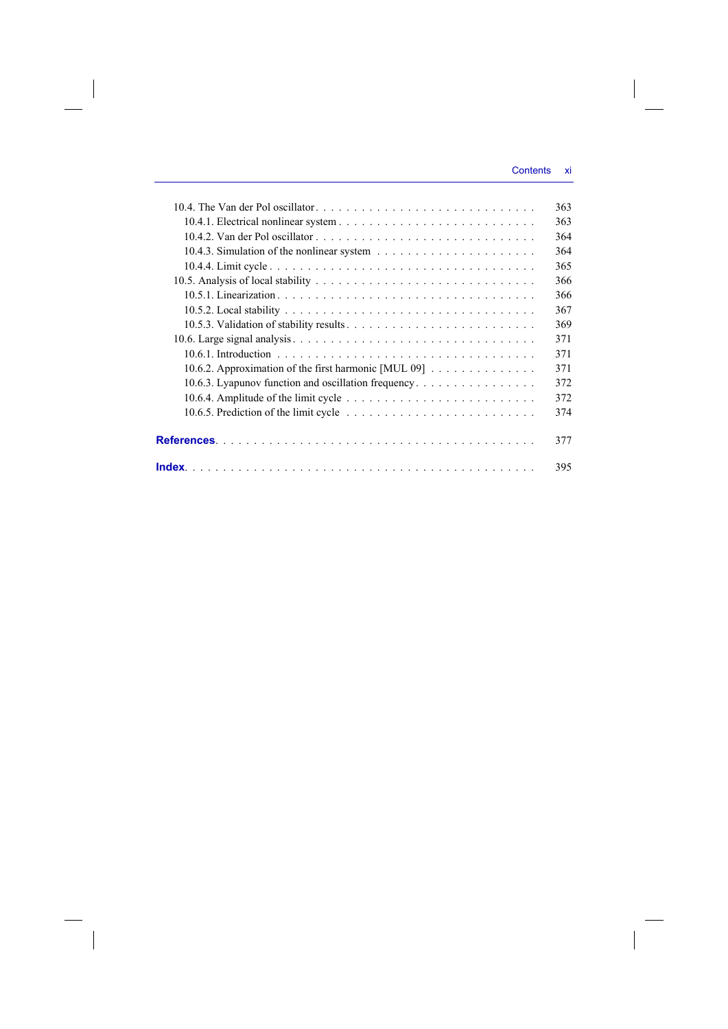10.4. The Van der Pol oscillator . . . . . . . . . . . . . . . . . . . . . . . . . . . . 363
   10.4.1. Electrical nonlinear system . . . . . . . . . . . . . . . . . . . . . . . . . 363
   10.4.2. Van der Pol oscillator . . . . . . . . . . . . . . . . . . . . . . . . . . . 364
   10.4.3. Simulation of the nonlinear system . . . . . . . . . . . . . . . . . . . . 364
   10.4.4. Limit cycle . . . . . . . . . . . . . . . . . . . . . . . . . . . . . . . . 365
10.5. Analysis of local stability . . . . . . . . . . . . . . . . . . . . . . . . . . . 366
   10.5.1. Linearization . . . . . . . . . . . . . . . . . . . . . . . . . . . . . . . 366
   10.5.2. Local stability . . . . . . . . . . . . . . . . . . . . . . . . . . . . . . 367
   10.5.3. Validation of stability results . . . . . . . . . . . . . . . . . . . . . . 369
10.6. Large signal analysis . . . . . . . . . . . . . . . . . . . . . . . . . . . . . . 371
   10.6.1. Introduction . . . . . . . . . . . . . . . . . . . . . . . . . . . . . . . 371
   10.6.2. Approximation of the first harmonic [MUL 09] . . . . . . . . . . . . . . 371
   10.6.3. Lyapunov function and oscillation frequency . . . . . . . . . . . . . . . 372
   10.6.4. Amplitude of the limit cycle . . . . . . . . . . . . . . . . . . . . . . . 372
   10.6.5. Prediction of the limit cycle . . . . . . . . . . . . . . . . . . . . . . 374

**References** . . . . . . . . . . . . . . . . . . . . . . . . . . . . . . . . . . . . . . 377

**Index** . . . . . . . . . . . . . . . . . . . . . . . . . . . . . . . . . . . . . . . . . 395